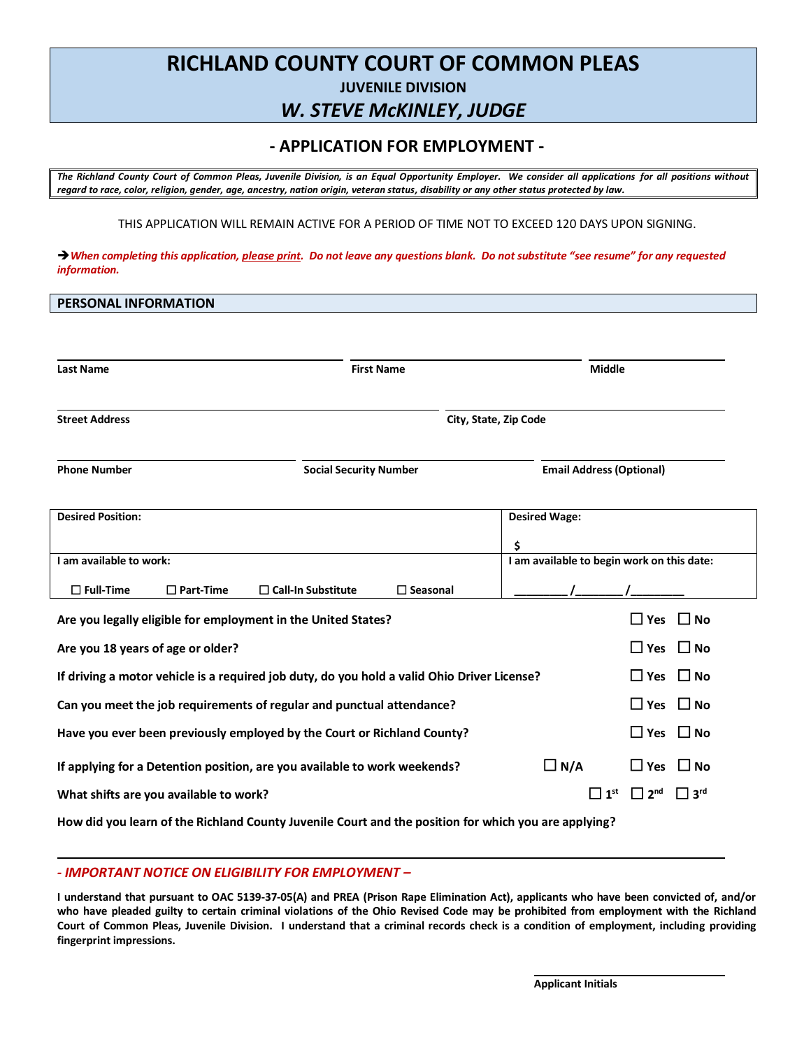# RICHLAND COUNTY COURT OF COMMON PLEAS

## JUVENILE DIVISION

## *W. STEVE McKINLEY, JUDGE*

## - APPLICATION FOR EMPLOYMENT -

*The Richland County Court of Common Pleas, Juvenile Division, is an Equal Opportunity Employer. We consider all applications for all positions without regard to race, color, religion, gender, age, ancestry, nation origin, veteran status, disability or any other status protected by law.*

THIS APPLICATION WILL REMAIN ACTIVE FOR A PERIOD OF TIME NOT TO EXCEED 120 DAYS UPON SIGNING.

➔ ***When completing this application, please print. Do not leave any questions blank. Do not substitute "see resume" for any requested information.***

### PERSONAL INFORMATION

| **Last Name** | **First Name** | **Middle** |
|---|---|---|

| **Street Address** | **City, State, Zip Code** |
|---|---|

| **Phone Number** | **Social Security Number** | **Email Address (Optional)** |
|---|---|---|

| **Desired Position:** | **Desired Wage:** $ |
|---|---|
| **I am available to work:** ☐ **Full-Time** ☐ **Part-Time** ☐ **Call-In Substitute** ☐ **Seasonal** | **I am available to begin work on this date:** ________/_______/________ |

**Are you legally eligible for employment in the United States?** ☐ Yes ☐ No

**Are you 18 years of age or older?** ☐ Yes ☐ No

**If driving a motor vehicle is a required job duty, do you hold a valid Ohio Driver License?** ☐ Yes ☐ No

**Can you meet the job requirements of regular and punctual attendance?** ☐ Yes ☐ No

**Have you ever been previously employed by the Court or Richland County?** ☐ Yes ☐ No

**If applying for a Detention position, are you available to work weekends?** ☐ N/A ☐ Yes ☐ No

**What shifts are you available to work?** ☐ 1st ☐ 2nd ☐ 3rd

**How did you learn of the Richland County Juvenile Court and the position for which you are applying?**

___________________________________________________________________________

***- IMPORTANT NOTICE ON ELIGIBILITY FOR EMPLOYMENT –***

**I understand that pursuant to OAC 5139-37-05(A) and PREA (Prison Rape Elimination Act), applicants who have been convicted of, and/or who have pleaded guilty to certain criminal violations of the Ohio Revised Code may be prohibited from employment with the Richland Court of Common Pleas, Juvenile Division. I understand that a criminal records check is a condition of employment, including providing fingerprint impressions.**

______________________
**Applicant Initials**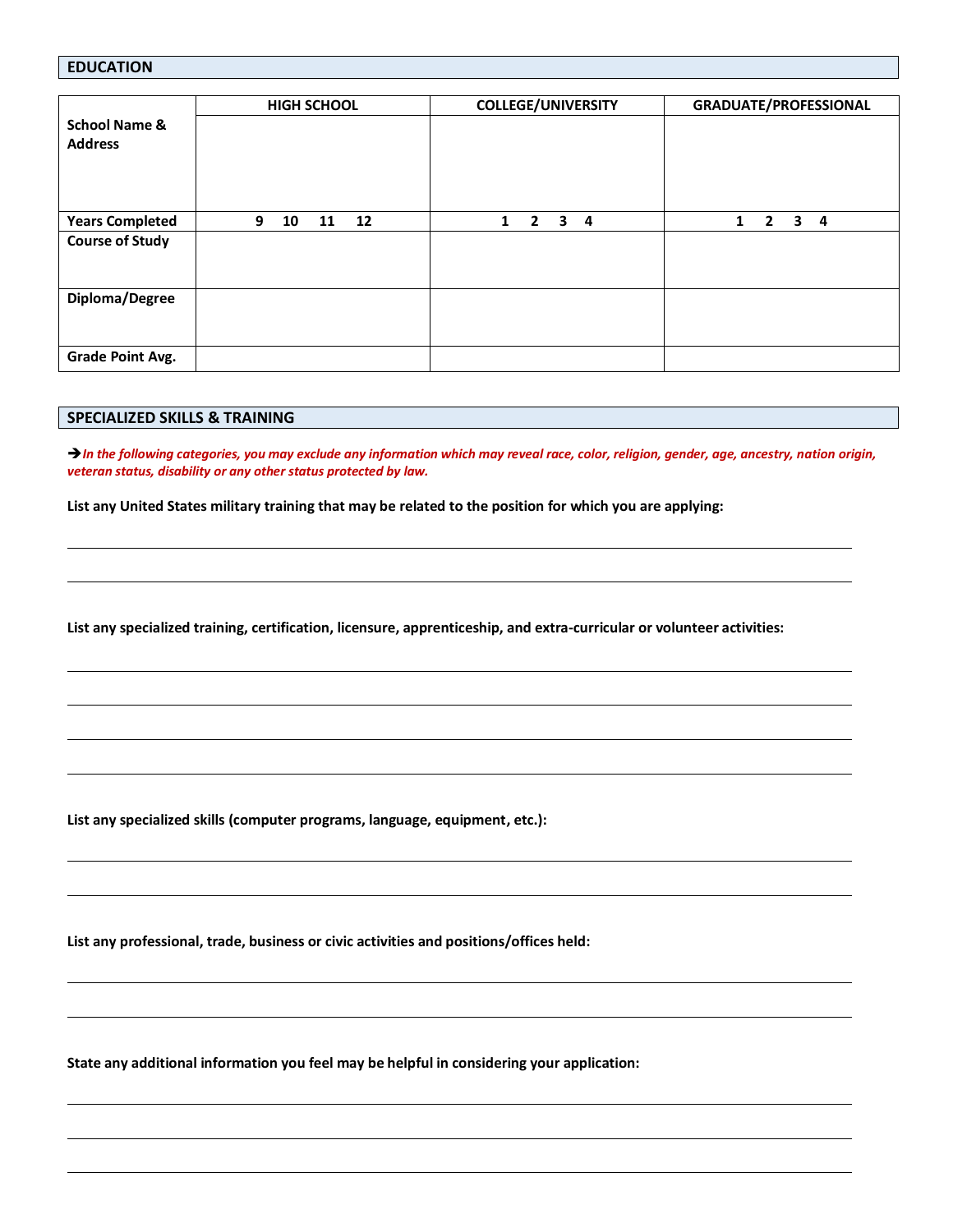## EDUCATION

| | HIGH SCHOOL | COLLEGE/UNIVERSITY | GRADUATE/PROFESSIONAL |
|---|---|---|---|
| **School Name & Address** | | | |
| **Years Completed** | 9 10 11 12 | 1 2 3 4 | 1 2 3 4 |
| **Course of Study** | | | |
| **Diploma/Degree** | | | |
| **Grade Point Avg.** | | | |

## SPECIALIZED SKILLS & TRAINING

➔***In the following categories, you may exclude any information which may reveal race, color, religion, gender, age, ancestry, nation origin, veteran status, disability or any other status protected by law.***

**List any United States military training that may be related to the position for which you are applying:**

______________________________________________________________________________

______________________________________________________________________________

**List any specialized training, certification, licensure, apprenticeship, and extra-curricular or volunteer activities:**

______________________________________________________________________________

______________________________________________________________________________

______________________________________________________________________________

______________________________________________________________________________

**List any specialized skills (computer programs, language, equipment, etc.):**

______________________________________________________________________________

______________________________________________________________________________

**List any professional, trade, business or civic activities and positions/offices held:**

______________________________________________________________________________

______________________________________________________________________________

**State any additional information you feel may be helpful in considering your application:**

______________________________________________________________________________

______________________________________________________________________________

______________________________________________________________________________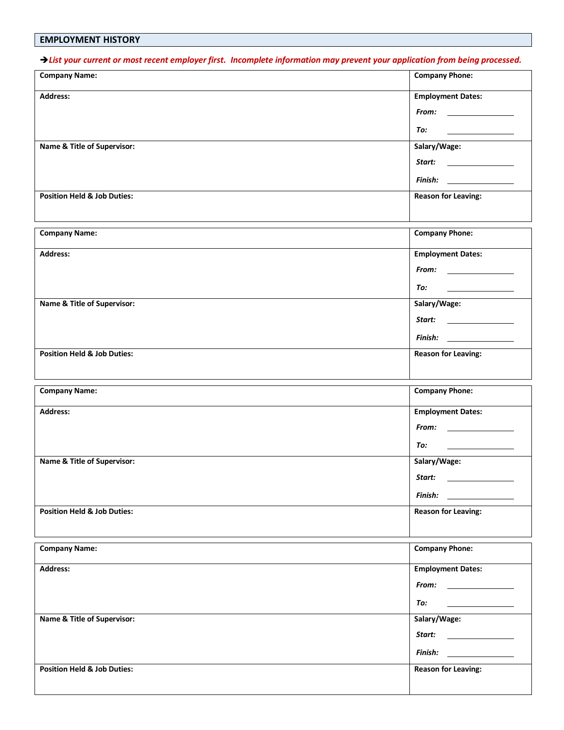## EMPLOYMENT HISTORY

➔*List your current or most recent employer first. Incomplete information may prevent your application from being processed.*

| **Company Name:** | **Company Phone:** |
|---|---|
| **Address:** | **Employment Dates:**<br>*From:* ______________<br>*To:* ______________ |
| **Name & Title of Supervisor:** | **Salary/Wage:**<br>*Start:* ______________<br>*Finish:* ______________ |
| **Position Held & Job Duties:** | **Reason for Leaving:** |

| **Company Name:** | **Company Phone:** |
|---|---|
| **Address:** | **Employment Dates:**<br>*From:* ______________<br>*To:* ______________ |
| **Name & Title of Supervisor:** | **Salary/Wage:**<br>*Start:* ______________<br>*Finish:* ______________ |
| **Position Held & Job Duties:** | **Reason for Leaving:** |

| **Company Name:** | **Company Phone:** |
|---|---|
| **Address:** | **Employment Dates:**<br>*From:* ______________<br>*To:* ______________ |
| **Name & Title of Supervisor:** | **Salary/Wage:**<br>*Start:* ______________<br>*Finish:* ______________ |
| **Position Held & Job Duties:** | **Reason for Leaving:** |

| **Company Name:** | **Company Phone:** |
|---|---|
| **Address:** | **Employment Dates:**<br>*From:* ______________<br>*To:* ______________ |
| **Name & Title of Supervisor:** | **Salary/Wage:**<br>*Start:* ______________<br>*Finish:* ______________ |
| **Position Held & Job Duties:** | **Reason for Leaving:** |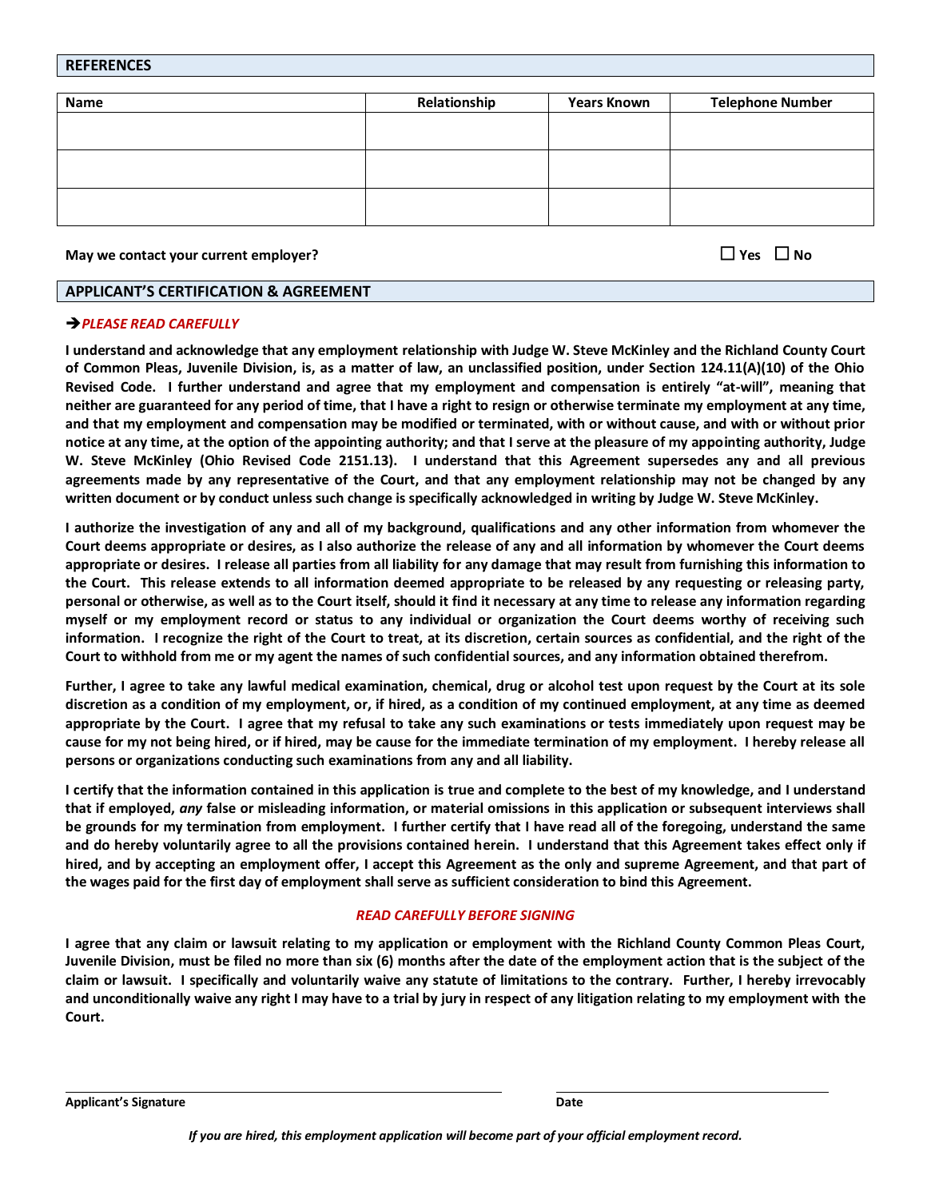## REFERENCES

| Name | Relationship | Years Known | Telephone Number |
| --- | --- | --- | --- |
| | | | |
| | | | |
| | | | |

**May we contact your current employer?** ☐ **Yes** ☐ **No**

## APPLICANT'S CERTIFICATION & AGREEMENT

➔***PLEASE READ CAREFULLY***

**I understand and acknowledge that any employment relationship with Judge W. Steve McKinley and the Richland County Court of Common Pleas, Juvenile Division, is, as a matter of law, an unclassified position, under Section 124.11(A)(10) of the Ohio Revised Code. I further understand and agree that my employment and compensation is entirely "at-will", meaning that neither are guaranteed for any period of time, that I have a right to resign or otherwise terminate my employment at any time, and that my employment and compensation may be modified or terminated, with or without cause, and with or without prior notice at any time, at the option of the appointing authority; and that I serve at the pleasure of my appointing authority, Judge W. Steve McKinley (Ohio Revised Code 2151.13). I understand that this Agreement supersedes any and all previous agreements made by any representative of the Court, and that any employment relationship may not be changed by any written document or by conduct unless such change is specifically acknowledged in writing by Judge W. Steve McKinley.**

**I authorize the investigation of any and all of my background, qualifications and any other information from whomever the Court deems appropriate or desires, as I also authorize the release of any and all information by whomever the Court deems appropriate or desires. I release all parties from all liability for any damage that may result from furnishing this information to the Court. This release extends to all information deemed appropriate to be released by any requesting or releasing party, personal or otherwise, as well as to the Court itself, should it find it necessary at any time to release any information regarding myself or my employment record or status to any individual or organization the Court deems worthy of receiving such information. I recognize the right of the Court to treat, at its discretion, certain sources as confidential, and the right of the Court to withhold from me or my agent the names of such confidential sources, and any information obtained therefrom.**

**Further, I agree to take any lawful medical examination, chemical, drug or alcohol test upon request by the Court at its sole discretion as a condition of my employment, or, if hired, as a condition of my continued employment, at any time as deemed appropriate by the Court. I agree that my refusal to take any such examinations or tests immediately upon request may be cause for my not being hired, or if hired, may be cause for the immediate termination of my employment. I hereby release all persons or organizations conducting such examinations from any and all liability.**

**I certify that the information contained in this application is true and complete to the best of my knowledge, and I understand that if employed, *any* false or misleading information, or material omissions in this application or subsequent interviews shall be grounds for my termination from employment. I further certify that I have read all of the foregoing, understand the same and do hereby voluntarily agree to all the provisions contained herein. I understand that this Agreement takes effect only if hired, and by accepting an employment offer, I accept this Agreement as the only and supreme Agreement, and that part of the wages paid for the first day of employment shall serve as sufficient consideration to bind this Agreement.**

***READ CAREFULLY BEFORE SIGNING***

**I agree that any claim or lawsuit relating to my application or employment with the Richland County Common Pleas Court, Juvenile Division, must be filed no more than six (6) months after the date of the employment action that is the subject of the claim or lawsuit. I specifically and voluntarily waive any statute of limitations to the contrary. Further, I hereby irrevocably and unconditionally waive any right I may have to a trial by jury in respect of any litigation relating to my employment with the Court.**

**Applicant's Signature** ______________________ **Date** ______________________

*If you are hired, this employment application will become part of your official employment record.*